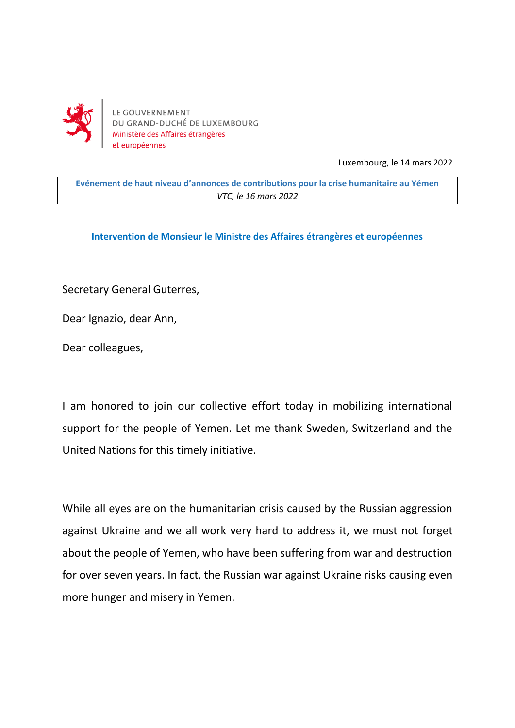LE GOUVERNEMENT
DU GRAND-DUCHÉ DE LUXEMBOURG
Ministère des Affaires étrangères
et européennes

Luxembourg, le 14 mars 2022

**Evénement de haut niveau d'annonces de contributions pour la crise humanitaire au Yémen**
*VTC, le 16 mars 2022*

**Intervention de Monsieur le Ministre des Affaires étrangères et européennes**

Secretary General Guterres,

Dear Ignazio, dear Ann,

Dear colleagues,

I am honored to join our collective effort today in mobilizing international support for the people of Yemen. Let me thank Sweden, Switzerland and the United Nations for this timely initiative.

While all eyes are on the humanitarian crisis caused by the Russian aggression against Ukraine and we all work very hard to address it, we must not forget about the people of Yemen, who have been suffering from war and destruction for over seven years. In fact, the Russian war against Ukraine risks causing even more hunger and misery in Yemen.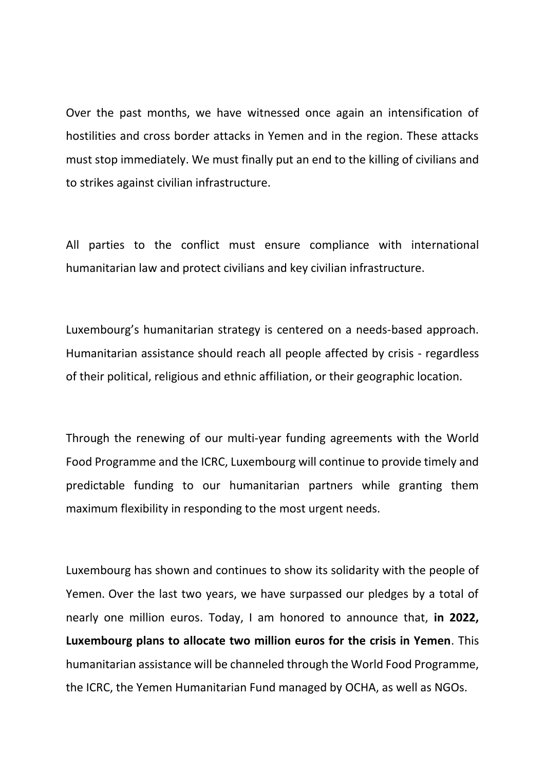Over the past months, we have witnessed once again an intensification of hostilities and cross border attacks in Yemen and in the region. These attacks must stop immediately. We must finally put an end to the killing of civilians and to strikes against civilian infrastructure.

All parties to the conflict must ensure compliance with international humanitarian law and protect civilians and key civilian infrastructure.

Luxembourg's humanitarian strategy is centered on a needs-based approach. Humanitarian assistance should reach all people affected by crisis - regardless of their political, religious and ethnic affiliation, or their geographic location.

Through the renewing of our multi-year funding agreements with the World Food Programme and the ICRC, Luxembourg will continue to provide timely and predictable funding to our humanitarian partners while granting them maximum flexibility in responding to the most urgent needs.

Luxembourg has shown and continues to show its solidarity with the people of Yemen. Over the last two years, we have surpassed our pledges by a total of nearly one million euros. Today, I am honored to announce that, **in 2022, Luxembourg plans to allocate two million euros for the crisis in Yemen**. This humanitarian assistance will be channeled through the World Food Programme, the ICRC, the Yemen Humanitarian Fund managed by OCHA, as well as NGOs.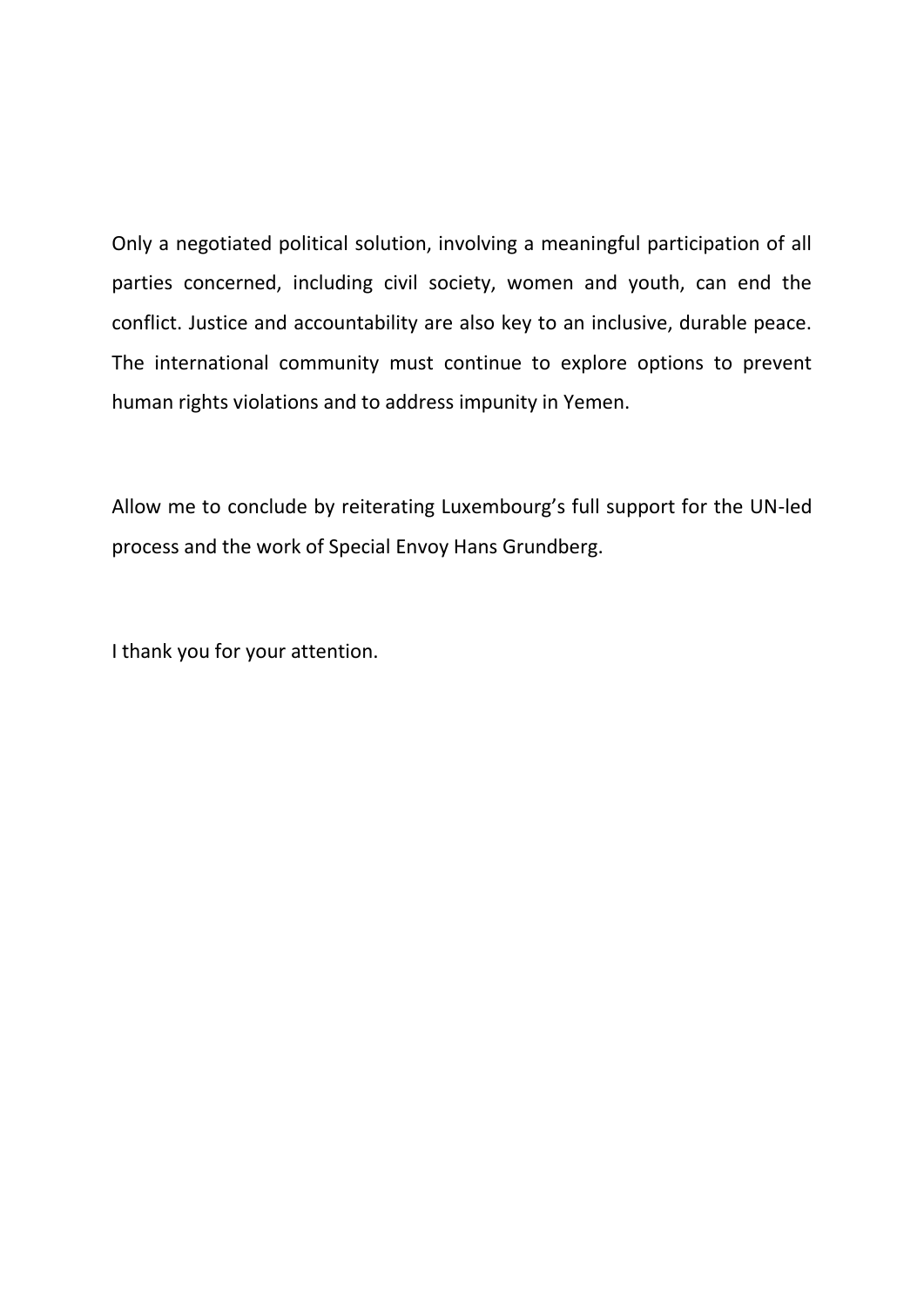Only a negotiated political solution, involving a meaningful participation of all parties concerned, including civil society, women and youth, can end the conflict. Justice and accountability are also key to an inclusive, durable peace. The international community must continue to explore options to prevent human rights violations and to address impunity in Yemen.

Allow me to conclude by reiterating Luxembourg's full support for the UN-led process and the work of Special Envoy Hans Grundberg.

I thank you for your attention.